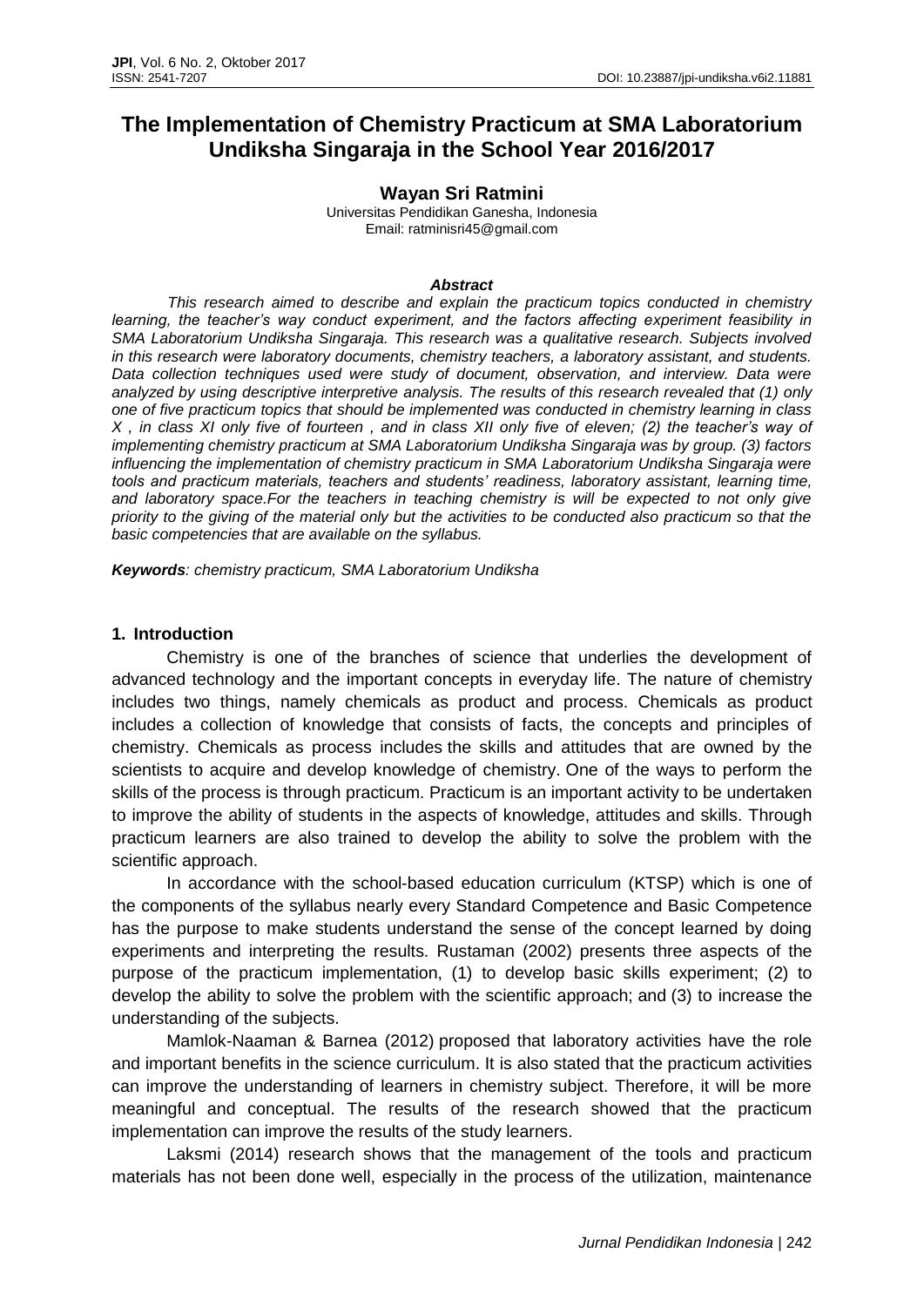# The Implementation of Chemistry Practicum at SMA Laboratorium Undiksha Singaraja in the School Year 2016/2017

**Wayan Sri Ratmini**

Universitas Pendidikan Ganesha, Indonesia
Email: ratminisri45@gmail.com

***Abstract***

*This research aimed to describe and explain the practicum topics conducted in chemistry learning, the teacher's way conduct experiment, and the factors affecting experiment feasibility in SMA Laboratorium Undiksha Singaraja. This research was a qualitative research. Subjects involved in this research were laboratory documents, chemistry teachers, a laboratory assistant, and students. Data collection techniques used were study of document, observation, and interview. Data were analyzed by using descriptive interpretive analysis. The results of this research revealed that (1) only one of five practicum topics that should be implemented was conducted in chemistry learning in class X , in class XI only five of fourteen , and in class XII only five of eleven; (2) the teacher's way of implementing chemistry practicum at SMA Laboratorium Undiksha Singaraja was by group. (3) factors influencing the implementation of chemistry practicum in SMA Laboratorium Undiksha Singaraja were tools and practicum materials, teachers and students' readiness, laboratory assistant, learning time, and laboratory space.For the teachers in teaching chemistry is will be expected to not only give priority to the giving of the material only but the activities to be conducted also practicum so that the basic competencies that are available on the syllabus.*

***Keywords**: chemistry practicum, SMA Laboratorium Undiksha*

## 1. Introduction

Chemistry is one of the branches of science that underlies the development of advanced technology and the important concepts in everyday life. The nature of chemistry includes two things, namely chemicals as product and process. Chemicals as product includes a collection of knowledge that consists of facts, the concepts and principles of chemistry. Chemicals as process includes the skills and attitudes that are owned by the scientists to acquire and develop knowledge of chemistry. One of the ways to perform the skills of the process is through practicum. Practicum is an important activity to be undertaken to improve the ability of students in the aspects of knowledge, attitudes and skills. Through practicum learners are also trained to develop the ability to solve the problem with the scientific approach.

In accordance with the school-based education curriculum (KTSP) which is one of the components of the syllabus nearly every Standard Competence and Basic Competence has the purpose to make students understand the sense of the concept learned by doing experiments and interpreting the results. Rustaman (2002) presents three aspects of the purpose of the practicum implementation, (1) to develop basic skills experiment; (2) to develop the ability to solve the problem with the scientific approach; and (3) to increase the understanding of the subjects.

Mamlok-Naaman & Barnea (2012) proposed that laboratory activities have the role and important benefits in the science curriculum. It is also stated that the practicum activities can improve the understanding of learners in chemistry subject. Therefore, it will be more meaningful and conceptual. The results of the research showed that the practicum implementation can improve the results of the study learners.

Laksmi (2014) research shows that the management of the tools and practicum materials has not been done well, especially in the process of the utilization, maintenance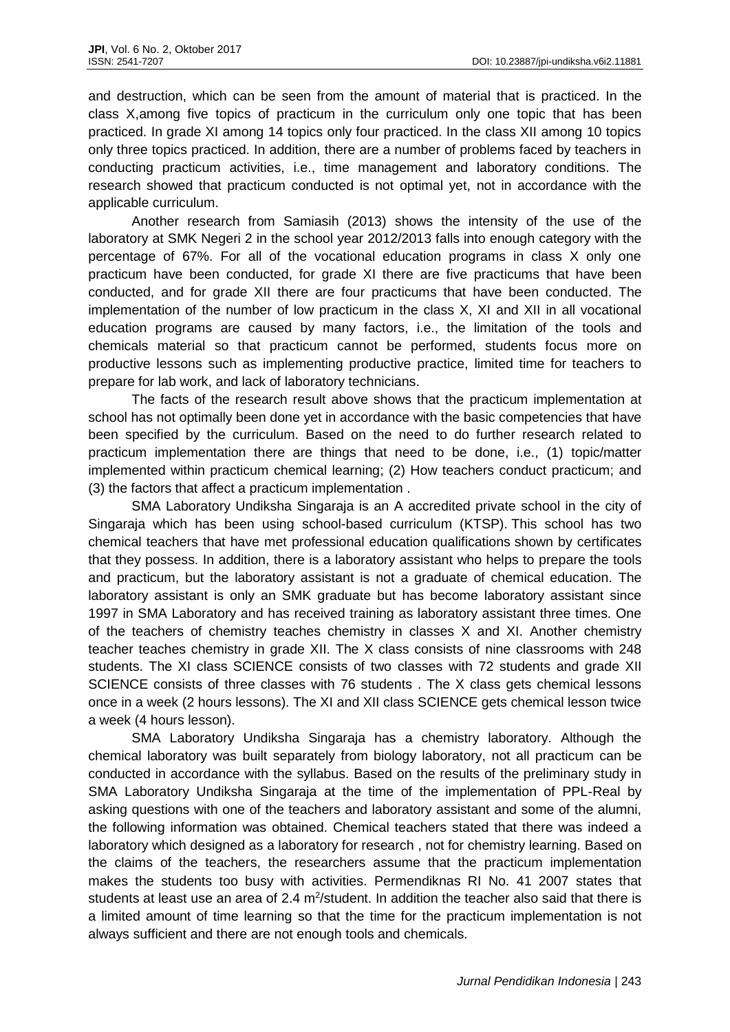and destruction, which can be seen from the amount of material that is practiced. In the class X,among five topics of practicum in the curriculum only one topic that has been practiced. In grade XI among 14 topics only four practiced. In the class XII among 10 topics only three topics practiced. In addition, there are a number of problems faced by teachers in conducting practicum activities, i.e., time management and laboratory conditions. The research showed that practicum conducted is not optimal yet, not in accordance with the applicable curriculum.

Another research from Samiasih (2013) shows the intensity of the use of the laboratory at SMK Negeri 2 in the school year 2012/2013 falls into enough category with the percentage of 67%. For all of the vocational education programs in class X only one practicum have been conducted, for grade XI there are five practicums that have been conducted, and for grade XII there are four practicums that have been conducted. The implementation of the number of low practicum in the class X, XI and XII in all vocational education programs are caused by many factors, i.e., the limitation of the tools and chemicals material so that practicum cannot be performed, students focus more on productive lessons such as implementing productive practice, limited time for teachers to prepare for lab work, and lack of laboratory technicians.

The facts of the research result above shows that the practicum implementation at school has not optimally been done yet in accordance with the basic competencies that have been specified by the curriculum. Based on the need to do further research related to practicum implementation there are things that need to be done, i.e., (1) topic/matter implemented within practicum chemical learning; (2) How teachers conduct practicum; and (3) the factors that affect a practicum implementation .

SMA Laboratory Undiksha Singaraja is an A accredited private school in the city of Singaraja which has been using school-based curriculum (KTSP). This school has two chemical teachers that have met professional education qualifications shown by certificates that they possess. In addition, there is a laboratory assistant who helps to prepare the tools and practicum, but the laboratory assistant is not a graduate of chemical education. The laboratory assistant is only an SMK graduate but has become laboratory assistant since 1997 in SMA Laboratory and has received training as laboratory assistant three times. One of the teachers of chemistry teaches chemistry in classes X and XI. Another chemistry teacher teaches chemistry in grade XII. The X class consists of nine classrooms with 248 students. The XI class SCIENCE consists of two classes with 72 students and grade XII SCIENCE consists of three classes with 76 students . The X class gets chemical lessons once in a week (2 hours lessons). The XI and XII class SCIENCE gets chemical lesson twice a week (4 hours lesson).

SMA Laboratory Undiksha Singaraja has a chemistry laboratory. Although the chemical laboratory was built separately from biology laboratory, not all practicum can be conducted in accordance with the syllabus. Based on the results of the preliminary study in SMA Laboratory Undiksha Singaraja at the time of the implementation of PPL-Real by asking questions with one of the teachers and laboratory assistant and some of the alumni, the following information was obtained. Chemical teachers stated that there was indeed a laboratory which designed as a laboratory for research , not for chemistry learning. Based on the claims of the teachers, the researchers assume that the practicum implementation makes the students too busy with activities. Permendiknas RI No. 41 2007 states that students at least use an area of 2.4 $m^2$/student. In addition the teacher also said that there is a limited amount of time learning so that the time for the practicum implementation is not always sufficient and there are not enough tools and chemicals.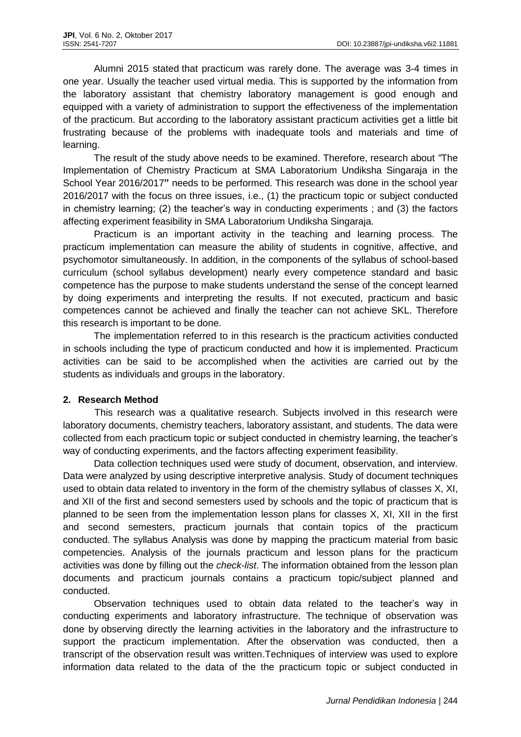Alumni 2015 stated that practicum was rarely done. The average was 3-4 times in one year. Usually the teacher used virtual media. This is supported by the information from the laboratory assistant that chemistry laboratory management is good enough and equipped with a variety of administration to support the effectiveness of the implementation of the practicum. But according to the laboratory assistant practicum activities get a little bit frustrating because of the problems with inadequate tools and materials and time of learning.

The result of the study above needs to be examined. Therefore, research about "The Implementation of Chemistry Practicum at SMA Laboratorium Undiksha Singaraja in the School Year 2016/2017" needs to be performed. This research was done in the school year 2016/2017 with the focus on three issues, i.e., (1) the practicum topic or subject conducted in chemistry learning; (2) the teacher's way in conducting experiments ; and (3) the factors affecting experiment feasibility in SMA Laboratorium Undiksha Singaraja.

Practicum is an important activity in the teaching and learning process. The practicum implementation can measure the ability of students in cognitive, affective, and psychomotor simultaneously. In addition, in the components of the syllabus of school-based curriculum (school syllabus development) nearly every competence standard and basic competence has the purpose to make students understand the sense of the concept learned by doing experiments and interpreting the results. If not executed, practicum and basic competences cannot be achieved and finally the teacher can not achieve SKL. Therefore this research is important to be done.

The implementation referred to in this research is the practicum activities conducted in schools including the type of practicum conducted and how it is implemented. Practicum activities can be said to be accomplished when the activities are carried out by the students as individuals and groups in the laboratory.

## 2. Research Method

This research was a qualitative research. Subjects involved in this research were laboratory documents, chemistry teachers, laboratory assistant, and students. The data were collected from each practicum topic or subject conducted in chemistry learning, the teacher's way of conducting experiments, and the factors affecting experiment feasibility.

Data collection techniques used were study of document, observation, and interview. Data were analyzed by using descriptive interpretive analysis. Study of document techniques used to obtain data related to inventory in the form of the chemistry syllabus of classes X, XI, and XII of the first and second semesters used by schools and the topic of practicum that is planned to be seen from the implementation lesson plans for classes X, XI, XII in the first and second semesters, practicum journals that contain topics of the practicum conducted. The syllabus Analysis was done by mapping the practicum material from basic competencies. Analysis of the journals practicum and lesson plans for the practicum activities was done by filling out the *check-list*. The information obtained from the lesson plan documents and practicum journals contains a practicum topic/subject planned and conducted.

Observation techniques used to obtain data related to the teacher's way in conducting experiments and laboratory infrastructure. The technique of observation was done by observing directly the learning activities in the laboratory and the infrastructure to support the practicum implementation. After the observation was conducted, then a transcript of the observation result was written.Techniques of interview was used to explore information data related to the data of the the practicum topic or subject conducted in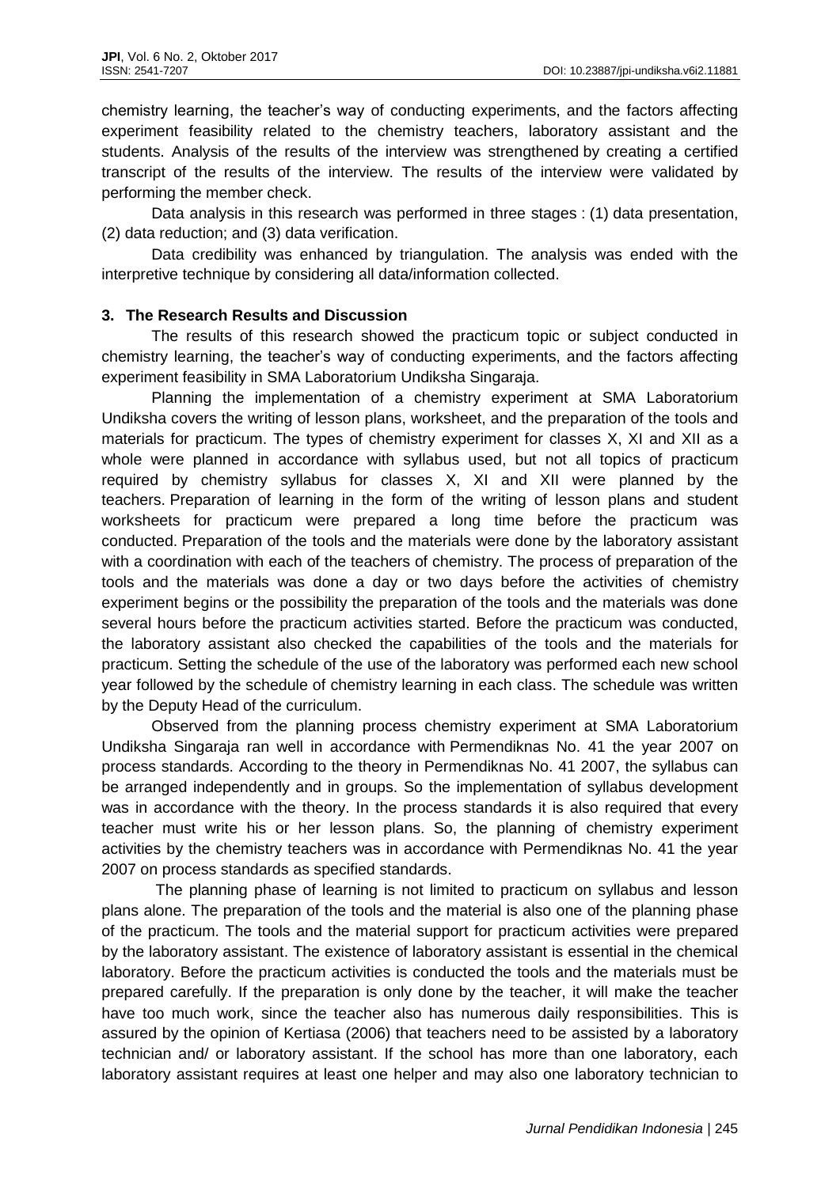chemistry learning, the teacher's way of conducting experiments, and the factors affecting experiment feasibility related to the chemistry teachers, laboratory assistant and the students. Analysis of the results of the interview was strengthened by creating a certified transcript of the results of the interview. The results of the interview were validated by performing the member check.

Data analysis in this research was performed in three stages : (1) data presentation, (2) data reduction; and (3) data verification.

Data credibility was enhanced by triangulation. The analysis was ended with the interpretive technique by considering all data/information collected.

## 3. The Research Results and Discussion

The results of this research showed the practicum topic or subject conducted in chemistry learning, the teacher's way of conducting experiments, and the factors affecting experiment feasibility in SMA Laboratorium Undiksha Singaraja.

Planning the implementation of a chemistry experiment at SMA Laboratorium Undiksha covers the writing of lesson plans, worksheet, and the preparation of the tools and materials for practicum. The types of chemistry experiment for classes X, XI and XII as a whole were planned in accordance with syllabus used, but not all topics of practicum required by chemistry syllabus for classes X, XI and XII were planned by the teachers. Preparation of learning in the form of the writing of lesson plans and student worksheets for practicum were prepared a long time before the practicum was conducted. Preparation of the tools and the materials were done by the laboratory assistant with a coordination with each of the teachers of chemistry. The process of preparation of the tools and the materials was done a day or two days before the activities of chemistry experiment begins or the possibility the preparation of the tools and the materials was done several hours before the practicum activities started. Before the practicum was conducted, the laboratory assistant also checked the capabilities of the tools and the materials for practicum. Setting the schedule of the use of the laboratory was performed each new school year followed by the schedule of chemistry learning in each class. The schedule was written by the Deputy Head of the curriculum.

Observed from the planning process chemistry experiment at SMA Laboratorium Undiksha Singaraja ran well in accordance with Permendiknas No. 41 the year 2007 on process standards. According to the theory in Permendiknas No. 41 2007, the syllabus can be arranged independently and in groups. So the implementation of syllabus development was in accordance with the theory. In the process standards it is also required that every teacher must write his or her lesson plans. So, the planning of chemistry experiment activities by the chemistry teachers was in accordance with Permendiknas No. 41 the year 2007 on process standards as specified standards.

The planning phase of learning is not limited to practicum on syllabus and lesson plans alone. The preparation of the tools and the material is also one of the planning phase of the practicum. The tools and the material support for practicum activities were prepared by the laboratory assistant. The existence of laboratory assistant is essential in the chemical laboratory. Before the practicum activities is conducted the tools and the materials must be prepared carefully. If the preparation is only done by the teacher, it will make the teacher have too much work, since the teacher also has numerous daily responsibilities. This is assured by the opinion of Kertiasa (2006) that teachers need to be assisted by a laboratory technician and/ or laboratory assistant. If the school has more than one laboratory, each laboratory assistant requires at least one helper and may also one laboratory technician to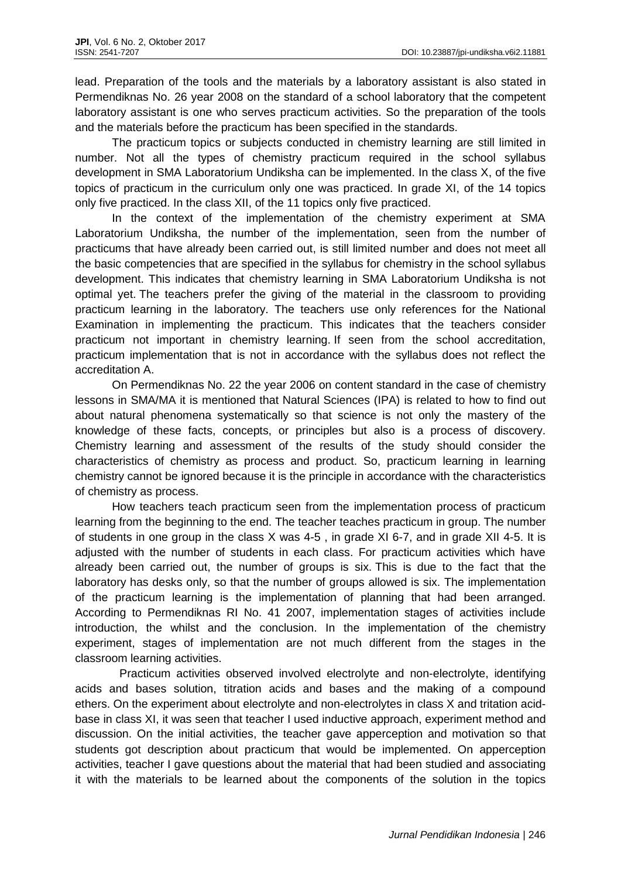lead. Preparation of the tools and the materials by a laboratory assistant is also stated in Permendiknas No. 26 year 2008 on the standard of a school laboratory that the competent laboratory assistant is one who serves practicum activities. So the preparation of the tools and the materials before the practicum has been specified in the standards.

The practicum topics or subjects conducted in chemistry learning are still limited in number. Not all the types of chemistry practicum required in the school syllabus development in SMA Laboratorium Undiksha can be implemented. In the class X, of the five topics of practicum in the curriculum only one was practiced. In grade XI, of the 14 topics only five practiced. In the class XII, of the 11 topics only five practiced.

In the context of the implementation of the chemistry experiment at SMA Laboratorium Undiksha, the number of the implementation, seen from the number of practicums that have already been carried out, is still limited number and does not meet all the basic competencies that are specified in the syllabus for chemistry in the school syllabus development. This indicates that chemistry learning in SMA Laboratorium Undiksha is not optimal yet. The teachers prefer the giving of the material in the classroom to providing practicum learning in the laboratory. The teachers use only references for the National Examination in implementing the practicum. This indicates that the teachers consider practicum not important in chemistry learning. If seen from the school accreditation, practicum implementation that is not in accordance with the syllabus does not reflect the accreditation A.

On Permendiknas No. 22 the year 2006 on content standard in the case of chemistry lessons in SMA/MA it is mentioned that Natural Sciences (IPA) is related to how to find out about natural phenomena systematically so that science is not only the mastery of the knowledge of these facts, concepts, or principles but also is a process of discovery. Chemistry learning and assessment of the results of the study should consider the characteristics of chemistry as process and product. So, practicum learning in learning chemistry cannot be ignored because it is the principle in accordance with the characteristics of chemistry as process.

How teachers teach practicum seen from the implementation process of practicum learning from the beginning to the end. The teacher teaches practicum in group. The number of students in one group in the class X was 4-5 , in grade XI 6-7, and in grade XII 4-5. It is adjusted with the number of students in each class. For practicum activities which have already been carried out, the number of groups is six. This is due to the fact that the laboratory has desks only, so that the number of groups allowed is six. The implementation of the practicum learning is the implementation of planning that had been arranged. According to Permendiknas RI No. 41 2007, implementation stages of activities include introduction, the whilst and the conclusion. In the implementation of the chemistry experiment, stages of implementation are not much different from the stages in the classroom learning activities.

Practicum activities observed involved electrolyte and non-electrolyte, identifying acids and bases solution, titration acids and bases and the making of a compound ethers. On the experiment about electrolyte and non-electrolytes in class X and tritation acid-base in class XI, it was seen that teacher I used inductive approach, experiment method and discussion. On the initial activities, the teacher gave apperception and motivation so that students got description about practicum that would be implemented. On apperception activities, teacher I gave questions about the material that had been studied and associating it with the materials to be learned about the components of the solution in the topics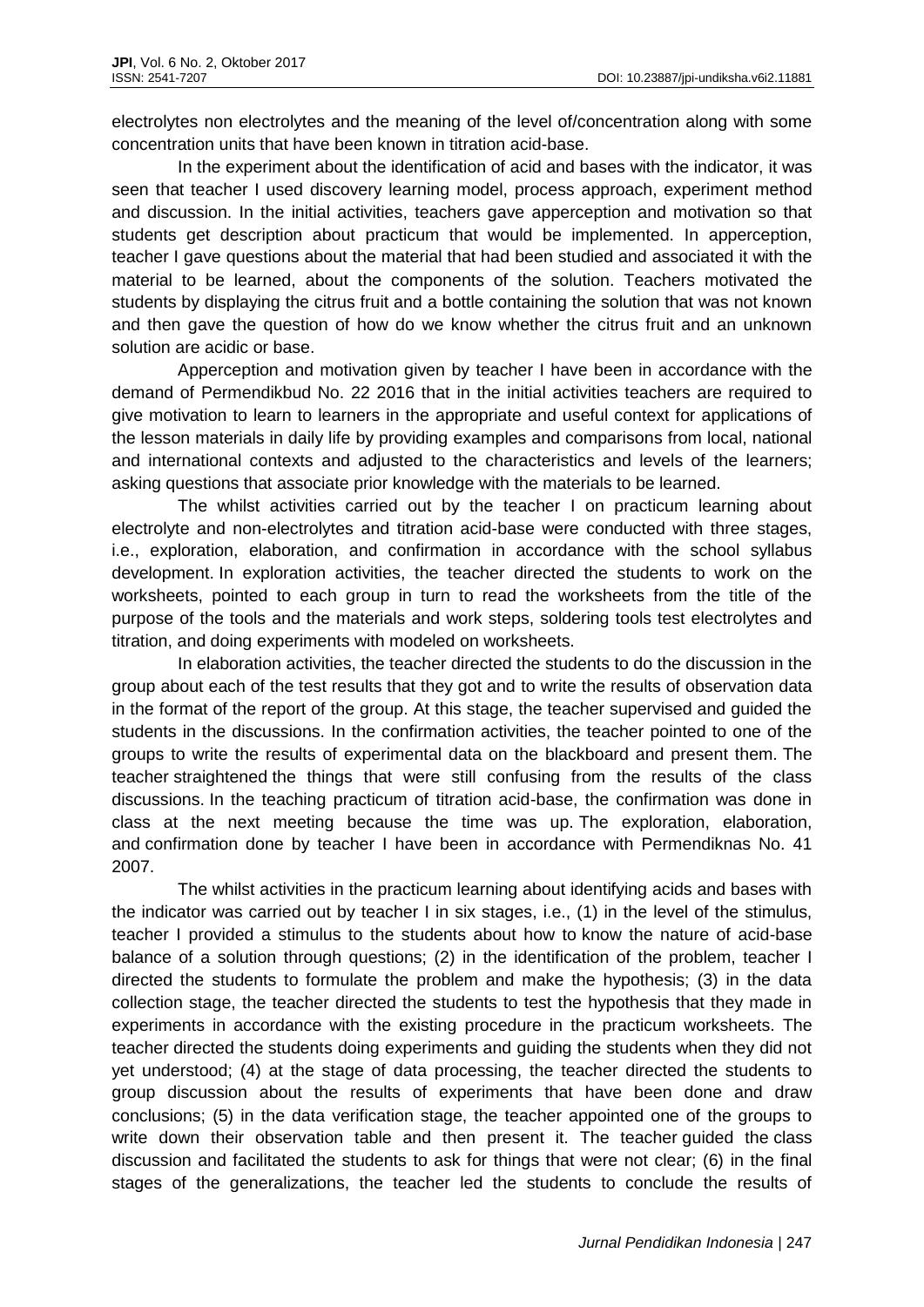electrolytes non electrolytes and the meaning of the level of/concentration along with some concentration units that have been known in titration acid-base.

In the experiment about the identification of acid and bases with the indicator, it was seen that teacher I used discovery learning model, process approach, experiment method and discussion. In the initial activities, teachers gave apperception and motivation so that students get description about practicum that would be implemented. In apperception, teacher I gave questions about the material that had been studied and associated it with the material to be learned, about the components of the solution. Teachers motivated the students by displaying the citrus fruit and a bottle containing the solution that was not known and then gave the question of how do we know whether the citrus fruit and an unknown solution are acidic or base.

Apperception and motivation given by teacher I have been in accordance with the demand of Permendikbud No. 22 2016 that in the initial activities teachers are required to give motivation to learn to learners in the appropriate and useful context for applications of the lesson materials in daily life by providing examples and comparisons from local, national and international contexts and adjusted to the characteristics and levels of the learners; asking questions that associate prior knowledge with the materials to be learned.

The whilst activities carried out by the teacher I on practicum learning about electrolyte and non-electrolytes and titration acid-base were conducted with three stages, i.e., exploration, elaboration, and confirmation in accordance with the school syllabus development. In exploration activities, the teacher directed the students to work on the worksheets, pointed to each group in turn to read the worksheets from the title of the purpose of the tools and the materials and work steps, soldering tools test electrolytes and titration, and doing experiments with modeled on worksheets.

In elaboration activities, the teacher directed the students to do the discussion in the group about each of the test results that they got and to write the results of observation data in the format of the report of the group. At this stage, the teacher supervised and guided the students in the discussions. In the confirmation activities, the teacher pointed to one of the groups to write the results of experimental data on the blackboard and present them. The teacher straightened the things that were still confusing from the results of the class discussions. In the teaching practicum of titration acid-base, the confirmation was done in class at the next meeting because the time was up. The exploration, elaboration, and confirmation done by teacher I have been in accordance with Permendiknas No. 41 2007.

The whilst activities in the practicum learning about identifying acids and bases with the indicator was carried out by teacher I in six stages, i.e., (1) in the level of the stimulus, teacher I provided a stimulus to the students about how to know the nature of acid-base balance of a solution through questions; (2) in the identification of the problem, teacher I directed the students to formulate the problem and make the hypothesis; (3) in the data collection stage, the teacher directed the students to test the hypothesis that they made in experiments in accordance with the existing procedure in the practicum worksheets. The teacher directed the students doing experiments and guiding the students when they did not yet understood; (4) at the stage of data processing, the teacher directed the students to group discussion about the results of experiments that have been done and draw conclusions; (5) in the data verification stage, the teacher appointed one of the groups to write down their observation table and then present it. The teacher guided the class discussion and facilitated the students to ask for things that were not clear; (6) in the final stages of the generalizations, the teacher led the students to conclude the results of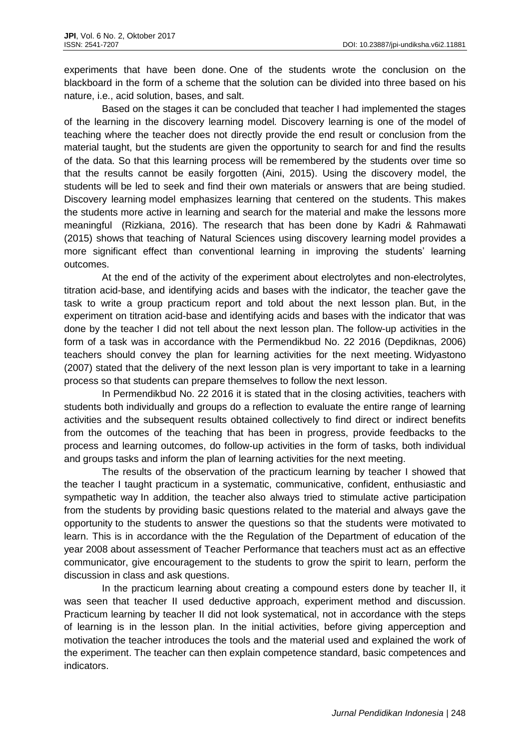experiments that have been done. One of the students wrote the conclusion on the blackboard in the form of a scheme that the solution can be divided into three based on his nature, i.e., acid solution, bases, and salt.

Based on the stages it can be concluded that teacher I had implemented the stages of the learning in the discovery learning model. Discovery learning is one of the model of teaching where the teacher does not directly provide the end result or conclusion from the material taught, but the students are given the opportunity to search for and find the results of the data. So that this learning process will be remembered by the students over time so that the results cannot be easily forgotten (Aini, 2015). Using the discovery model, the students will be led to seek and find their own materials or answers that are being studied. Discovery learning model emphasizes learning that centered on the students. This makes the students more active in learning and search for the material and make the lessons more meaningful (Rizkiana, 2016). The research that has been done by Kadri & Rahmawati (2015) shows that teaching of Natural Sciences using discovery learning model provides a more significant effect than conventional learning in improving the students' learning outcomes.

At the end of the activity of the experiment about electrolytes and non-electrolytes, titration acid-base, and identifying acids and bases with the indicator, the teacher gave the task to write a group practicum report and told about the next lesson plan. But, in the experiment on titration acid-base and identifying acids and bases with the indicator that was done by the teacher I did not tell about the next lesson plan. The follow-up activities in the form of a task was in accordance with the Permendikbud No. 22 2016 (Depdiknas, 2006) teachers should convey the plan for learning activities for the next meeting. Widyastono (2007) stated that the delivery of the next lesson plan is very important to take in a learning process so that students can prepare themselves to follow the next lesson.

In Permendikbud No. 22 2016 it is stated that in the closing activities, teachers with students both individually and groups do a reflection to evaluate the entire range of learning activities and the subsequent results obtained collectively to find direct or indirect benefits from the outcomes of the teaching that has been in progress, provide feedbacks to the process and learning outcomes, do follow-up activities in the form of tasks, both individual and groups tasks and inform the plan of learning activities for the next meeting.

The results of the observation of the practicum learning by teacher I showed that the teacher I taught practicum in a systematic, communicative, confident, enthusiastic and sympathetic way In addition, the teacher also always tried to stimulate active participation from the students by providing basic questions related to the material and always gave the opportunity to the students to answer the questions so that the students were motivated to learn. This is in accordance with the the Regulation of the Department of education of the year 2008 about assessment of Teacher Performance that teachers must act as an effective communicator, give encouragement to the students to grow the spirit to learn, perform the discussion in class and ask questions.

In the practicum learning about creating a compound esters done by teacher II, it was seen that teacher II used deductive approach, experiment method and discussion. Practicum learning by teacher II did not look systematical, not in accordance with the steps of learning is in the lesson plan. In the initial activities, before giving apperception and motivation the teacher introduces the tools and the material used and explained the work of the experiment. The teacher can then explain competence standard, basic competences and indicators.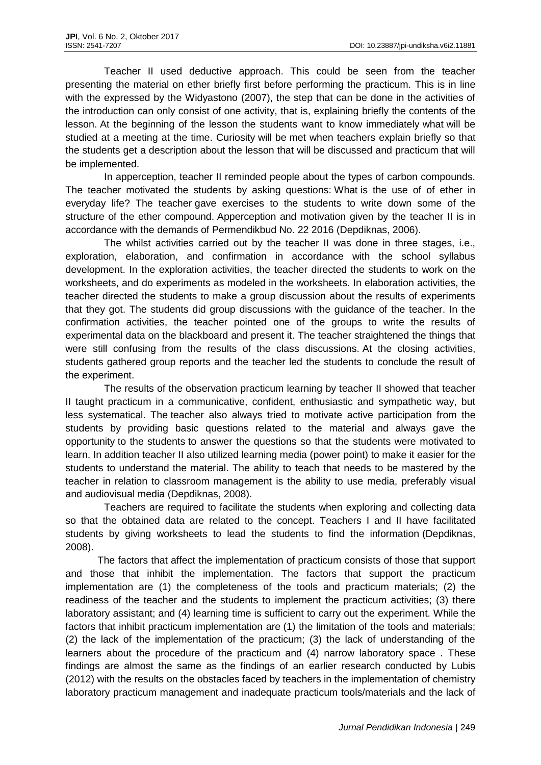Teacher II used deductive approach. This could be seen from the teacher presenting the material on ether briefly first before performing the practicum. This is in line with the expressed by the Widyastono (2007), the step that can be done in the activities of the introduction can only consist of one activity, that is, explaining briefly the contents of the lesson. At the beginning of the lesson the students want to know immediately what will be studied at a meeting at the time. Curiosity will be met when teachers explain briefly so that the students get a description about the lesson that will be discussed and practicum that will be implemented.

In apperception, teacher II reminded people about the types of carbon compounds. The teacher motivated the students by asking questions: What is the use of of ether in everyday life? The teacher gave exercises to the students to write down some of the structure of the ether compound. Apperception and motivation given by the teacher II is in accordance with the demands of Permendikbud No. 22 2016 (Depdiknas, 2006).

The whilst activities carried out by the teacher II was done in three stages, i.e., exploration, elaboration, and confirmation in accordance with the school syllabus development. In the exploration activities, the teacher directed the students to work on the worksheets, and do experiments as modeled in the worksheets. In elaboration activities, the teacher directed the students to make a group discussion about the results of experiments that they got. The students did group discussions with the guidance of the teacher. In the confirmation activities, the teacher pointed one of the groups to write the results of experimental data on the blackboard and present it. The teacher straightened the things that were still confusing from the results of the class discussions. At the closing activities, students gathered group reports and the teacher led the students to conclude the result of the experiment.

The results of the observation practicum learning by teacher II showed that teacher II taught practicum in a communicative, confident, enthusiastic and sympathetic way, but less systematical. The teacher also always tried to motivate active participation from the students by providing basic questions related to the material and always gave the opportunity to the students to answer the questions so that the students were motivated to learn. In addition teacher II also utilized learning media (power point) to make it easier for the students to understand the material. The ability to teach that needs to be mastered by the teacher in relation to classroom management is the ability to use media, preferably visual and audiovisual media (Depdiknas, 2008).

Teachers are required to facilitate the students when exploring and collecting data so that the obtained data are related to the concept. Teachers I and II have facilitated students by giving worksheets to lead the students to find the information (Depdiknas, 2008).

The factors that affect the implementation of practicum consists of those that support and those that inhibit the implementation. The factors that support the practicum implementation are (1) the completeness of the tools and practicum materials; (2) the readiness of the teacher and the students to implement the practicum activities; (3) there laboratory assistant; and (4) learning time is sufficient to carry out the experiment. While the factors that inhibit practicum implementation are (1) the limitation of the tools and materials; (2) the lack of the implementation of the practicum; (3) the lack of understanding of the learners about the procedure of the practicum and (4) narrow laboratory space . These findings are almost the same as the findings of an earlier research conducted by Lubis (2012) with the results on the obstacles faced by teachers in the implementation of chemistry laboratory practicum management and inadequate practicum tools/materials and the lack of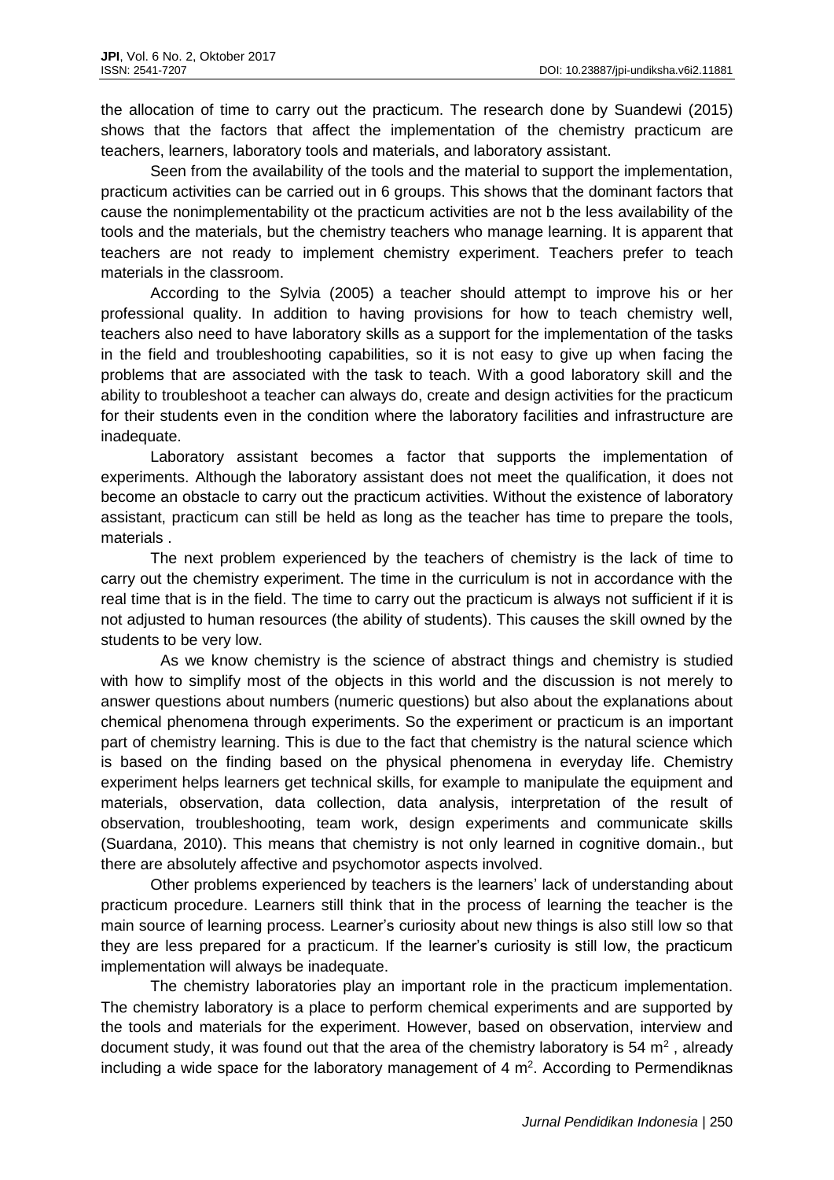the allocation of time to carry out the practicum. The research done by Suandewi (2015) shows that the factors that affect the implementation of the chemistry practicum are teachers, learners, laboratory tools and materials, and laboratory assistant.

Seen from the availability of the tools and the material to support the implementation, practicum activities can be carried out in 6 groups. This shows that the dominant factors that cause the nonimplementability ot the practicum activities are not b the less availability of the tools and the materials, but the chemistry teachers who manage learning. It is apparent that teachers are not ready to implement chemistry experiment. Teachers prefer to teach materials in the classroom.

According to the Sylvia (2005) a teacher should attempt to improve his or her professional quality. In addition to having provisions for how to teach chemistry well, teachers also need to have laboratory skills as a support for the implementation of the tasks in the field and troubleshooting capabilities, so it is not easy to give up when facing the problems that are associated with the task to teach. With a good laboratory skill and the ability to troubleshoot a teacher can always do, create and design activities for the practicum for their students even in the condition where the laboratory facilities and infrastructure are inadequate.

Laboratory assistant becomes a factor that supports the implementation of experiments. Although the laboratory assistant does not meet the qualification, it does not become an obstacle to carry out the practicum activities. Without the existence of laboratory assistant, practicum can still be held as long as the teacher has time to prepare the tools, materials .

The next problem experienced by the teachers of chemistry is the lack of time to carry out the chemistry experiment. The time in the curriculum is not in accordance with the real time that is in the field. The time to carry out the practicum is always not sufficient if it is not adjusted to human resources (the ability of students). This causes the skill owned by the students to be very low.

As we know chemistry is the science of abstract things and chemistry is studied with how to simplify most of the objects in this world and the discussion is not merely to answer questions about numbers (numeric questions) but also about the explanations about chemical phenomena through experiments. So the experiment or practicum is an important part of chemistry learning. This is due to the fact that chemistry is the natural science which is based on the finding based on the physical phenomena in everyday life. Chemistry experiment helps learners get technical skills, for example to manipulate the equipment and materials, observation, data collection, data analysis, interpretation of the result of observation, troubleshooting, team work, design experiments and communicate skills (Suardana, 2010). This means that chemistry is not only learned in cognitive domain., but there are absolutely affective and psychomotor aspects involved.

Other problems experienced by teachers is the learners' lack of understanding about practicum procedure. Learners still think that in the process of learning the teacher is the main source of learning process. Learner's curiosity about new things is also still low so that they are less prepared for a practicum. If the learner's curiosity is still low, the practicum implementation will always be inadequate.

The chemistry laboratories play an important role in the practicum implementation. The chemistry laboratory is a place to perform chemical experiments and are supported by the tools and materials for the experiment. However, based on observation, interview and document study, it was found out that the area of the chemistry laboratory is 54 $m^2$ , already including a wide space for the laboratory management of 4 $m^2$. According to Permendiknas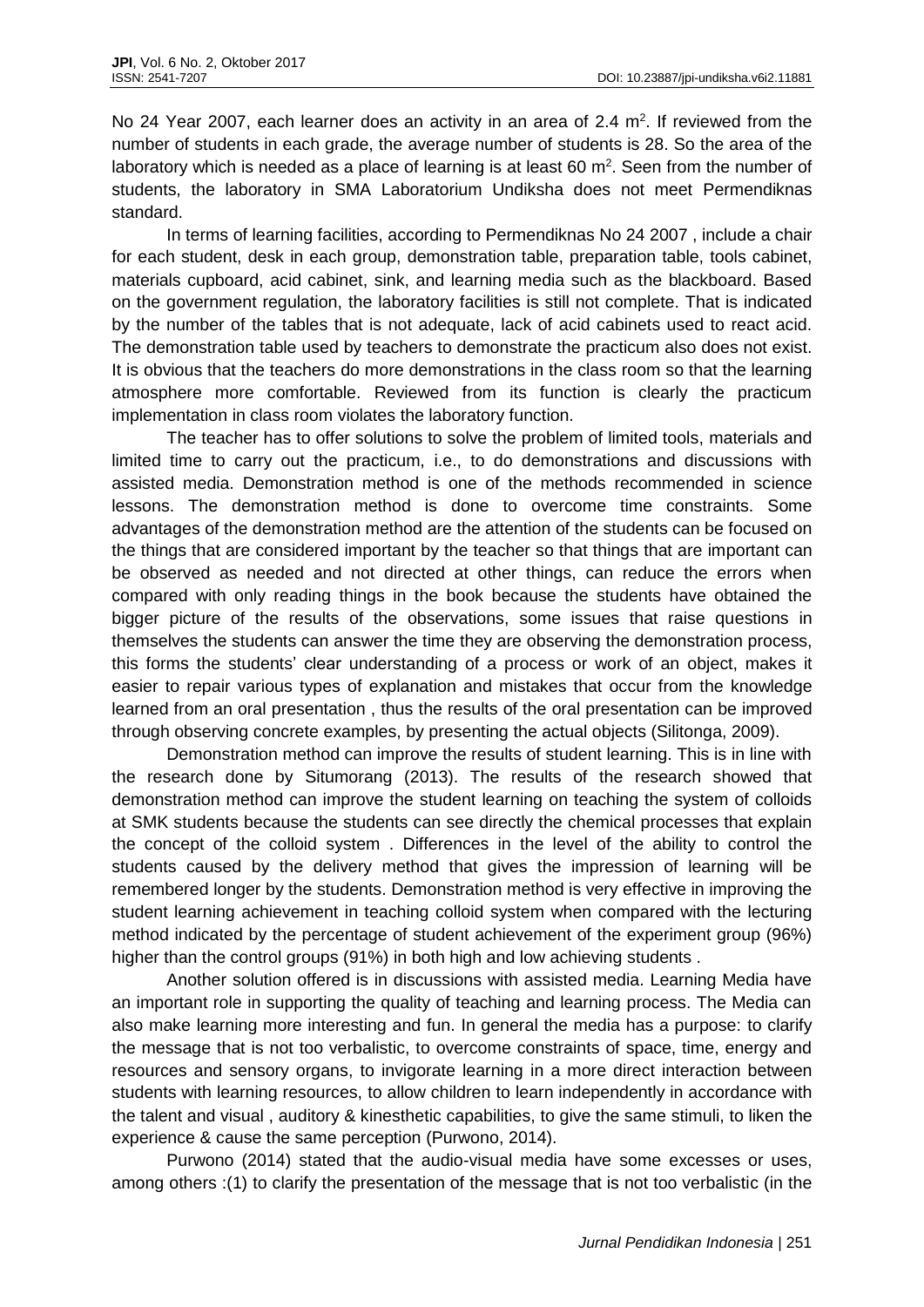No 24 Year 2007, each learner does an activity in an area of 2.4 $m^2$. If reviewed from the number of students in each grade, the average number of students is 28. So the area of the laboratory which is needed as a place of learning is at least 60 $m^2$. Seen from the number of students, the laboratory in SMA Laboratorium Undiksha does not meet Permendiknas standard.

In terms of learning facilities, according to Permendiknas No 24 2007 , include a chair for each student, desk in each group, demonstration table, preparation table, tools cabinet, materials cupboard, acid cabinet, sink, and learning media such as the blackboard. Based on the government regulation, the laboratory facilities is still not complete. That is indicated by the number of the tables that is not adequate, lack of acid cabinets used to react acid. The demonstration table used by teachers to demonstrate the practicum also does not exist. It is obvious that the teachers do more demonstrations in the class room so that the learning atmosphere more comfortable. Reviewed from its function is clearly the practicum implementation in class room violates the laboratory function.

The teacher has to offer solutions to solve the problem of limited tools, materials and limited time to carry out the practicum, i.e., to do demonstrations and discussions with assisted media. Demonstration method is one of the methods recommended in science lessons. The demonstration method is done to overcome time constraints. Some advantages of the demonstration method are the attention of the students can be focused on the things that are considered important by the teacher so that things that are important can be observed as needed and not directed at other things, can reduce the errors when compared with only reading things in the book because the students have obtained the bigger picture of the results of the observations, some issues that raise questions in themselves the students can answer the time they are observing the demonstration process, this forms the students' clear understanding of a process or work of an object, makes it easier to repair various types of explanation and mistakes that occur from the knowledge learned from an oral presentation , thus the results of the oral presentation can be improved through observing concrete examples, by presenting the actual objects (Silitonga, 2009).

Demonstration method can improve the results of student learning. This is in line with the research done by Situmorang (2013). The results of the research showed that demonstration method can improve the student learning on teaching the system of colloids at SMK students because the students can see directly the chemical processes that explain the concept of the colloid system . Differences in the level of the ability to control the students caused by the delivery method that gives the impression of learning will be remembered longer by the students. Demonstration method is very effective in improving the student learning achievement in teaching colloid system when compared with the lecturing method indicated by the percentage of student achievement of the experiment group (96%) higher than the control groups (91%) in both high and low achieving students .

Another solution offered is in discussions with assisted media. Learning Media have an important role in supporting the quality of teaching and learning process. The Media can also make learning more interesting and fun. In general the media has a purpose: to clarify the message that is not too verbalistic, to overcome constraints of space, time, energy and resources and sensory organs, to invigorate learning in a more direct interaction between students with learning resources, to allow children to learn independently in accordance with the talent and visual , auditory & kinesthetic capabilities, to give the same stimuli, to liken the experience & cause the same perception (Purwono, 2014).

Purwono (2014) stated that the audio-visual media have some excesses or uses, among others :(1) to clarify the presentation of the message that is not too verbalistic (in the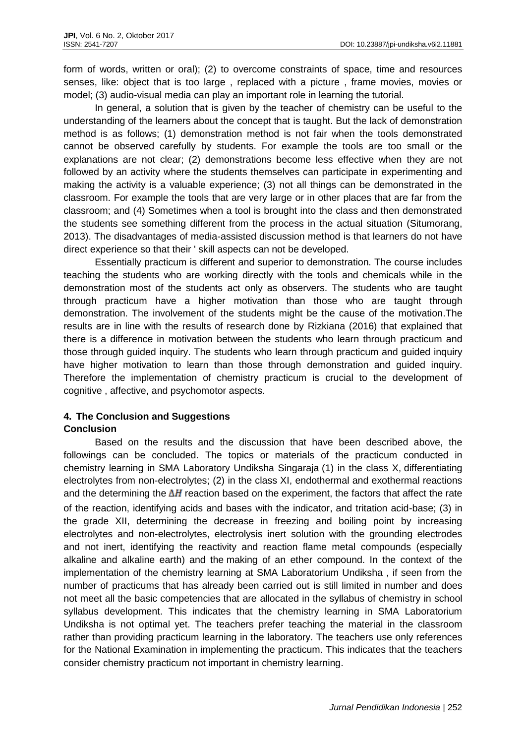form of words, written or oral); (2) to overcome constraints of space, time and resources senses, like: object that is too large , replaced with a picture , frame movies, movies or model; (3) audio-visual media can play an important role in learning the tutorial.

In general, a solution that is given by the teacher of chemistry can be useful to the understanding of the learners about the concept that is taught. But the lack of demonstration method is as follows; (1) demonstration method is not fair when the tools demonstrated cannot be observed carefully by students. For example the tools are too small or the explanations are not clear; (2) demonstrations become less effective when they are not followed by an activity where the students themselves can participate in experimenting and making the activity is a valuable experience; (3) not all things can be demonstrated in the classroom. For example the tools that are very large or in other places that are far from the classroom; and (4) Sometimes when a tool is brought into the class and then demonstrated the students see something different from the process in the actual situation (Situmorang, 2013). The disadvantages of media-assisted discussion method is that learners do not have direct experience so that their ' skill aspects can not be developed.

Essentially practicum is different and superior to demonstration. The course includes teaching the students who are working directly with the tools and chemicals while in the demonstration most of the students act only as observers. The students who are taught through practicum have a higher motivation than those who are taught through demonstration. The involvement of the students might be the cause of the motivation.The results are in line with the results of research done by Rizkiana (2016) that explained that there is a difference in motivation between the students who learn through practicum and those through guided inquiry. The students who learn through practicum and guided inquiry have higher motivation to learn than those through demonstration and guided inquiry. Therefore the implementation of chemistry practicum is crucial to the development of cognitive , affective, and psychomotor aspects.

## 4. The Conclusion and Suggestions

### Conclusion

Based on the results and the discussion that have been described above, the followings can be concluded. The topics or materials of the practicum conducted in chemistry learning in SMA Laboratory Undiksha Singaraja (1) in the class X, differentiating electrolytes from non-electrolytes; (2) in the class XI, endothermal and exothermal reactions and the determining the $\Delta H$ reaction based on the experiment, the factors that affect the rate of the reaction, identifying acids and bases with the indicator, and tritation acid-base; (3) in the grade XII, determining the decrease in freezing and boiling point by increasing electrolytes and non-electrolytes, electrolysis inert solution with the grounding electrodes and not inert, identifying the reactivity and reaction flame metal compounds (especially alkaline and alkaline earth) and the making of an ether compound. In the context of the implementation of the chemistry learning at SMA Laboratorium Undiksha , if seen from the number of practicums that has already been carried out is still limited in number and does not meet all the basic competencies that are allocated in the syllabus of chemistry in school syllabus development. This indicates that the chemistry learning in SMA Laboratorium Undiksha is not optimal yet. The teachers prefer teaching the material in the classroom rather than providing practicum learning in the laboratory. The teachers use only references for the National Examination in implementing the practicum. This indicates that the teachers consider chemistry practicum not important in chemistry learning.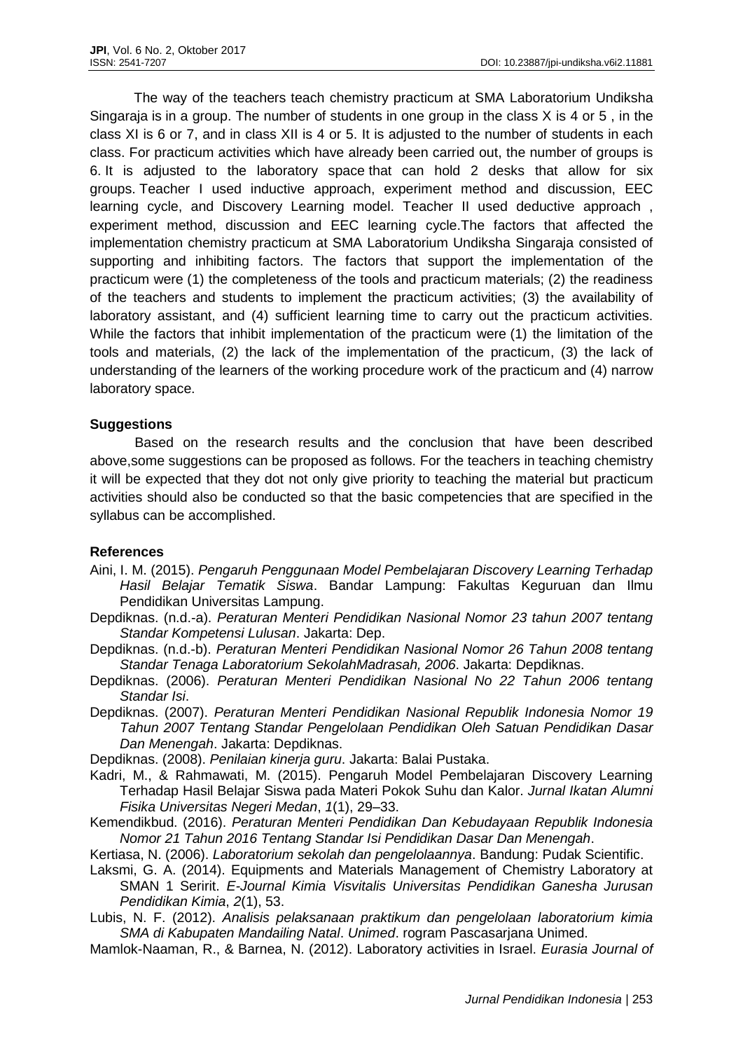The way of the teachers teach chemistry practicum at SMA Laboratorium Undiksha Singaraja is in a group. The number of students in one group in the class X is 4 or 5 , in the class XI is 6 or 7, and in class XII is 4 or 5. It is adjusted to the number of students in each class. For practicum activities which have already been carried out, the number of groups is 6. It is adjusted to the laboratory space that can hold 2 desks that allow for six groups. Teacher I used inductive approach, experiment method and discussion, EEC learning cycle, and Discovery Learning model. Teacher II used deductive approach , experiment method, discussion and EEC learning cycle.The factors that affected the implementation chemistry practicum at SMA Laboratorium Undiksha Singaraja consisted of supporting and inhibiting factors. The factors that support the implementation of the practicum were (1) the completeness of the tools and practicum materials; (2) the readiness of the teachers and students to implement the practicum activities; (3) the availability of laboratory assistant, and (4) sufficient learning time to carry out the practicum activities. While the factors that inhibit implementation of the practicum were (1) the limitation of the tools and materials, (2) the lack of the implementation of the practicum, (3) the lack of understanding of the learners of the working procedure work of the practicum and (4) narrow laboratory space.

### Suggestions

Based on the research results and the conclusion that have been described above,some suggestions can be proposed as follows. For the teachers in teaching chemistry it will be expected that they dot not only give priority to teaching the material but practicum activities should also be conducted so that the basic competencies that are specified in the syllabus can be accomplished.

### References

Aini, I. M. (2015). *Pengaruh Penggunaan Model Pembelajaran Discovery Learning Terhadap Hasil Belajar Tematik Siswa*. Bandar Lampung: Fakultas Keguruan dan Ilmu Pendidikan Universitas Lampung.

Depdiknas. (n.d.-a). *Peraturan Menteri Pendidikan Nasional Nomor 23 tahun 2007 tentang Standar Kompetensi Lulusan*. Jakarta: Dep.

Depdiknas. (n.d.-b). *Peraturan Menteri Pendidikan Nasional Nomor 26 Tahun 2008 tentang Standar Tenaga Laboratorium SekolahMadrasah, 2006*. Jakarta: Depdiknas.

Depdiknas. (2006). *Peraturan Menteri Pendidikan Nasional No 22 Tahun 2006 tentang Standar Isi*.

Depdiknas. (2007). *Peraturan Menteri Pendidikan Nasional Republik Indonesia Nomor 19 Tahun 2007 Tentang Standar Pengelolaan Pendidikan Oleh Satuan Pendidikan Dasar Dan Menengah*. Jakarta: Depdiknas.

Depdiknas. (2008). *Penilaian kinerja guru*. Jakarta: Balai Pustaka.

Kadri, M., & Rahmawati, M. (2015). Pengaruh Model Pembelajaran Discovery Learning Terhadap Hasil Belajar Siswa pada Materi Pokok Suhu dan Kalor. *Jurnal Ikatan Alumni Fisika Universitas Negeri Medan*, *1*(1), 29–33.

Kemendikbud. (2016). *Peraturan Menteri Pendidikan Dan Kebudayaan Republik Indonesia Nomor 21 Tahun 2016 Tentang Standar Isi Pendidikan Dasar Dan Menengah*.

Kertiasa, N. (2006). *Laboratorium sekolah dan pengelolaannya*. Bandung: Pudak Scientific.

Laksmi, G. A. (2014). Equipments and Materials Management of Chemistry Laboratory at SMAN 1 Seririt. *E-Journal Kimia Visvitalis Universitas Pendidikan Ganesha Jurusan Pendidikan Kimia*, *2*(1), 53.

Lubis, N. F. (2012). *Analisis pelaksanaan praktikum dan pengelolaan laboratorium kimia SMA di Kabupaten Mandailing Natal*. *Unimed*. rogram Pascasarjana Unimed.

Mamlok-Naaman, R., & Barnea, N. (2012). Laboratory activities in Israel. *Eurasia Journal of*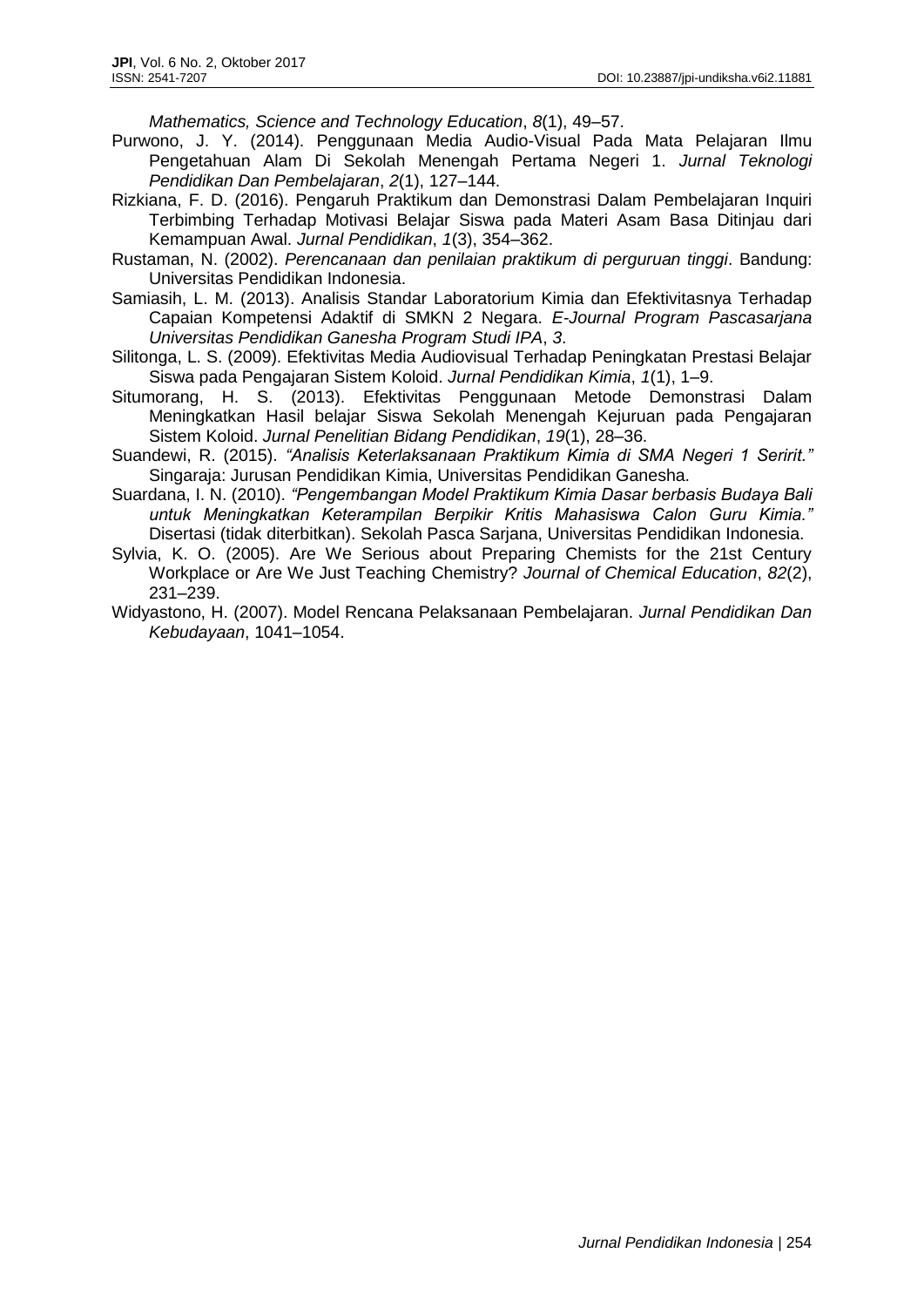*Mathematics, Science and Technology Education*, *8*(1), 49–57.

Purwono, J. Y. (2014). Penggunaan Media Audio-Visual Pada Mata Pelajaran Ilmu Pengetahuan Alam Di Sekolah Menengah Pertama Negeri 1. *Jurnal Teknologi Pendidikan Dan Pembelajaran*, *2*(1), 127–144.

Rizkiana, F. D. (2016). Pengaruh Praktikum dan Demonstrasi Dalam Pembelajaran Inquiri Terbimbing Terhadap Motivasi Belajar Siswa pada Materi Asam Basa Ditinjau dari Kemampuan Awal. *Jurnal Pendidikan*, *1*(3), 354–362.

Rustaman, N. (2002). *Perencanaan dan penilaian praktikum di perguruan tinggi*. Bandung: Universitas Pendidikan Indonesia.

Samiasih, L. M. (2013). Analisis Standar Laboratorium Kimia dan Efektivitasnya Terhadap Capaian Kompetensi Adaktif di SMKN 2 Negara. *E-Journal Program Pascasarjana Universitas Pendidikan Ganesha Program Studi IPA*, *3*.

Silitonga, L. S. (2009). Efektivitas Media Audiovisual Terhadap Peningkatan Prestasi Belajar Siswa pada Pengajaran Sistem Koloid. *Jurnal Pendidikan Kimia*, *1*(1), 1–9.

Situmorang, H. S. (2013). Efektivitas Penggunaan Metode Demonstrasi Dalam Meningkatkan Hasil belajar Siswa Sekolah Menengah Kejuruan pada Pengajaran Sistem Koloid. *Jurnal Penelitian Bidang Pendidikan*, *19*(1), 28–36.

Suandewi, R. (2015). *"Analisis Keterlaksanaan Praktikum Kimia di SMA Negeri 1 Seririt."* Singaraja: Jurusan Pendidikan Kimia, Universitas Pendidikan Ganesha.

Suardana, I. N. (2010). *"Pengembangan Model Praktikum Kimia Dasar berbasis Budaya Bali untuk Meningkatkan Keterampilan Berpikir Kritis Mahasiswa Calon Guru Kimia."* Disertasi (tidak diterbitkan). Sekolah Pasca Sarjana, Universitas Pendidikan Indonesia.

Sylvia, K. O. (2005). Are We Serious about Preparing Chemists for the 21st Century Workplace or Are We Just Teaching Chemistry? *Journal of Chemical Education*, *82*(2), 231–239.

Widyastono, H. (2007). Model Rencana Pelaksanaan Pembelajaran. *Jurnal Pendidikan Dan Kebudayaan*, 1041–1054.